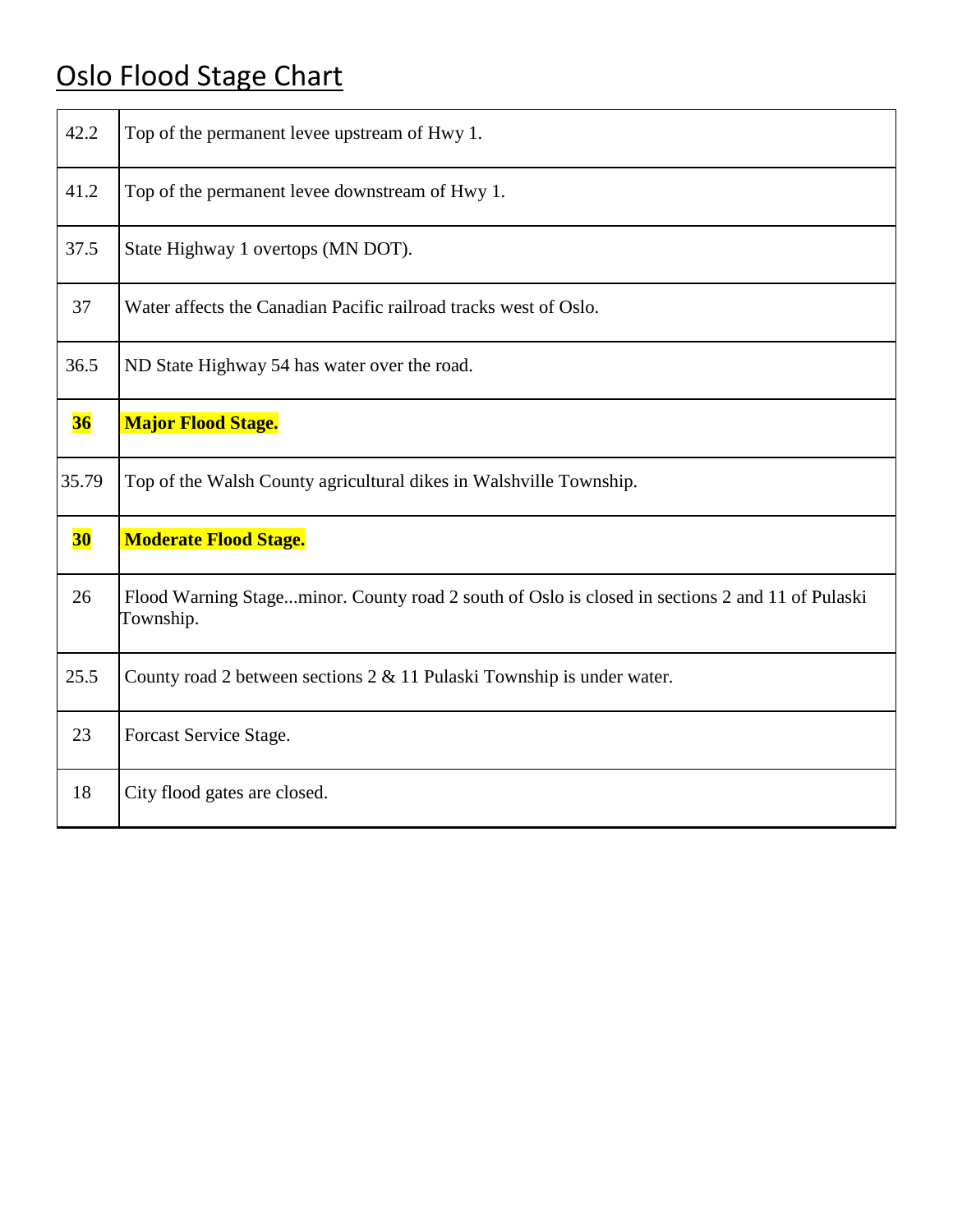# Oslo Flood Stage Chart

| | |
|---|---|
| 42.2 | Top of the permanent levee upstream of Hwy 1. |
| 41.2 | Top of the permanent levee downstream of Hwy 1. |
| 37.5 | State Highway 1 overtops (MN DOT). |
| 37 | Water affects the Canadian Pacific railroad tracks west of Oslo. |
| 36.5 | ND State Highway 54 has water over the road. |
| **36** | **Major Flood Stage.** |
| 35.79 | Top of the Walsh County agricultural dikes in Walshville Township. |
| **30** | **Moderate Flood Stage.** |
| 26 | Flood Warning Stage...minor. County road 2 south of Oslo is closed in sections 2 and 11 of Pulaski Township. |
| 25.5 | County road 2 between sections 2 & 11 Pulaski Township is under water. |
| 23 | Forcast Service Stage. |
| 18 | City flood gates are closed. |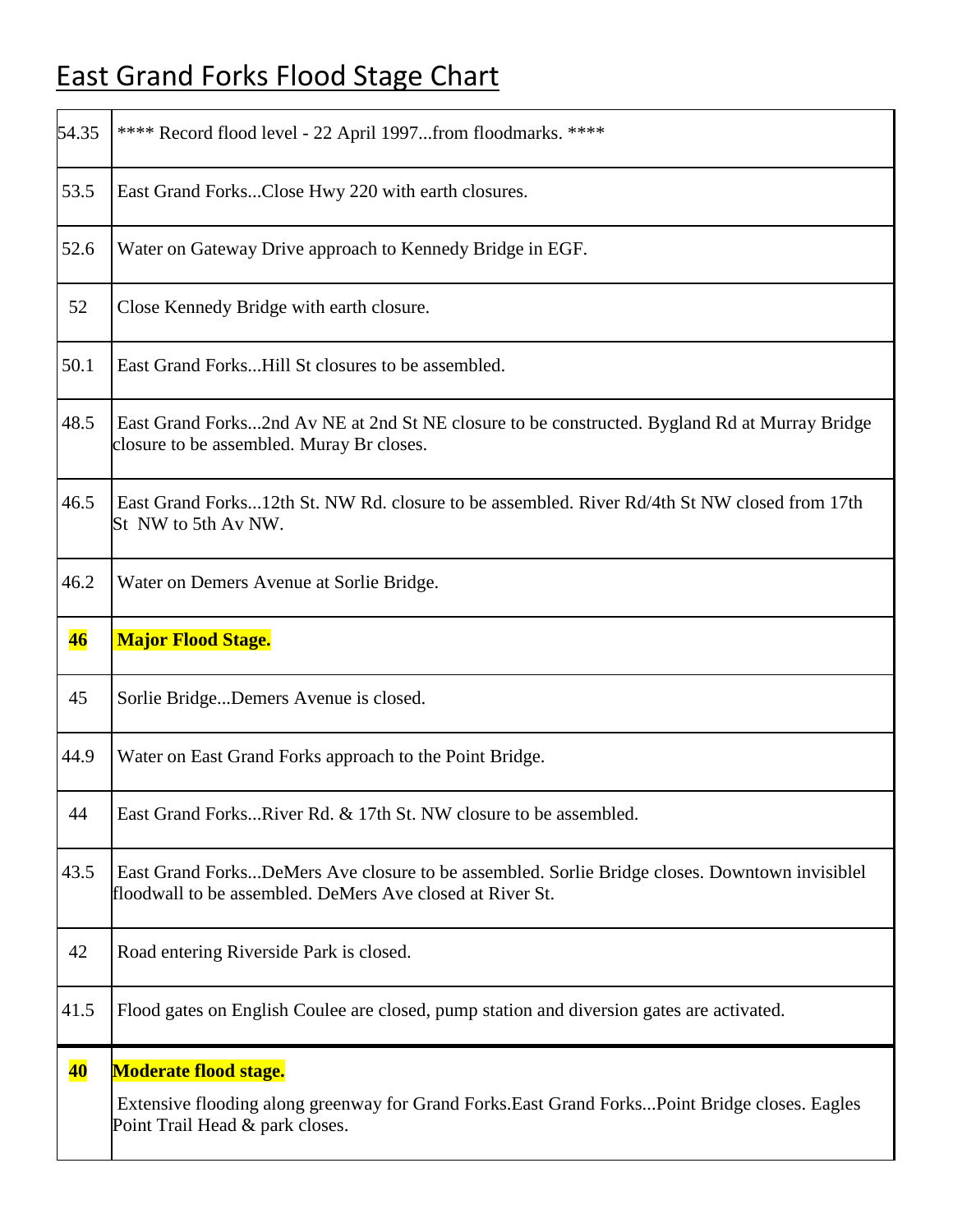# East Grand Forks Flood Stage Chart

| | |
|---|---|
| 54.35 | **** Record flood level - 22 April 1997...from floodmarks. **** |
| 53.5 | East Grand Forks...Close Hwy 220 with earth closures. |
| 52.6 | Water on Gateway Drive approach to Kennedy Bridge in EGF. |
| 52 | Close Kennedy Bridge with earth closure. |
| 50.1 | East Grand Forks...Hill St closures to be assembled. |
| 48.5 | East Grand Forks...2nd Av NE at 2nd St NE closure to be constructed. Bygland Rd at Murray Bridge closure to be assembled. Muray Br closes. |
| 46.5 | East Grand Forks...12th St. NW Rd. closure to be assembled. River Rd/4th St NW closed from 17th St NW to 5th Av NW. |
| 46.2 | Water on Demers Avenue at Sorlie Bridge. |
| **46** | **Major Flood Stage.** |
| 45 | Sorlie Bridge...Demers Avenue is closed. |
| 44.9 | Water on East Grand Forks approach to the Point Bridge. |
| 44 | East Grand Forks...River Rd. & 17th St. NW closure to be assembled. |
| 43.5 | East Grand Forks...DeMers Ave closure to be assembled. Sorlie Bridge closes. Downtown invisiblel floodwall to be assembled. DeMers Ave closed at River St. |
| 42 | Road entering Riverside Park is closed. |
| 41.5 | Flood gates on English Coulee are closed, pump station and diversion gates are activated. |
| **40** | **Moderate flood stage.** Extensive flooding along greenway for Grand Forks.East Grand Forks...Point Bridge closes. Eagles Point Trail Head & park closes. |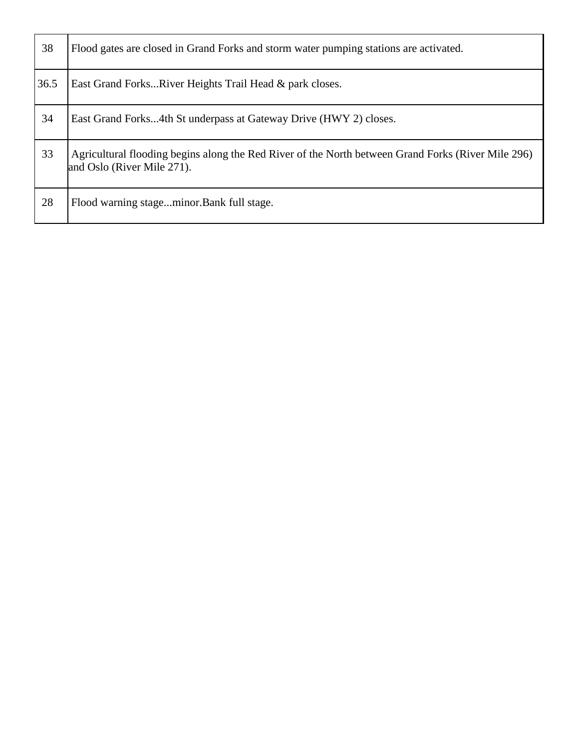| | |
|---|---|
| 38 | Flood gates are closed in Grand Forks and storm water pumping stations are activated. |
| 36.5 | East Grand Forks...River Heights Trail Head & park closes. |
| 34 | East Grand Forks...4th St underpass at Gateway Drive (HWY 2) closes. |
| 33 | Agricultural flooding begins along the Red River of the North between Grand Forks (River Mile 296) and Oslo (River Mile 271). |
| 28 | Flood warning stage...minor.Bank full stage. |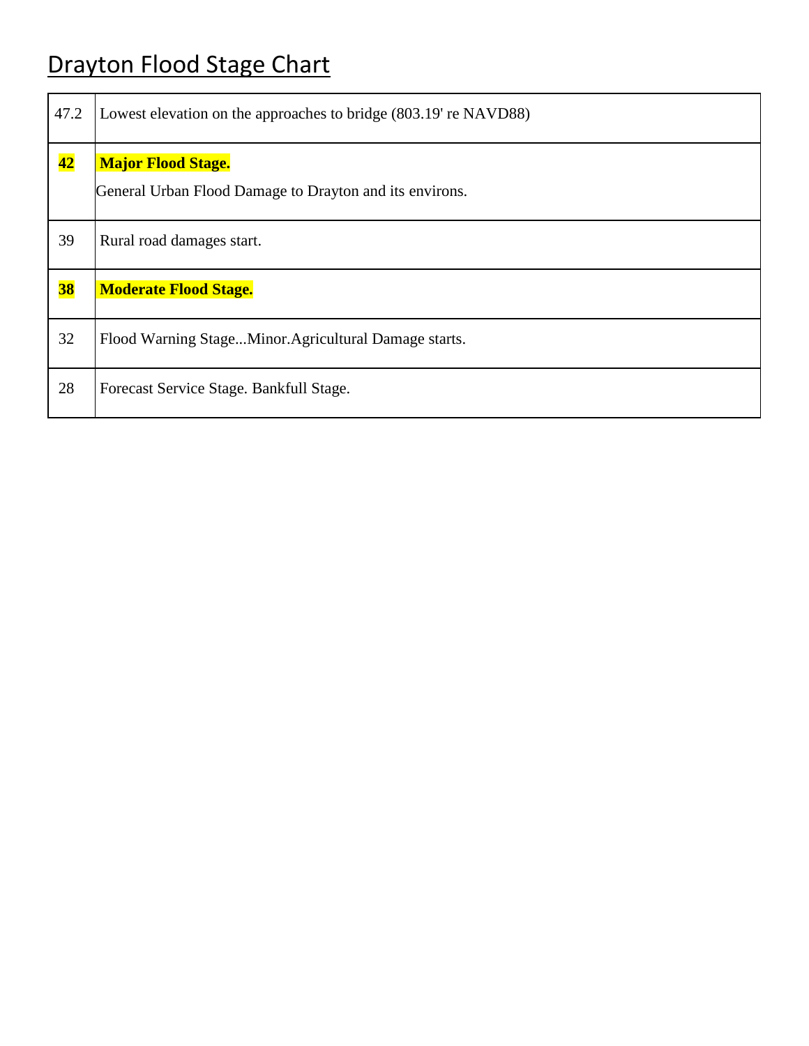# Drayton Flood Stage Chart

| | |
|---|---|
| 47.2 | Lowest elevation on the approaches to bridge (803.19' re NAVD88) |
| **42** | **Major Flood Stage.** General Urban Flood Damage to Drayton and its environs. |
| 39 | Rural road damages start. |
| **38** | **Moderate Flood Stage.** |
| 32 | Flood Warning Stage...Minor.Agricultural Damage starts. |
| 28 | Forecast Service Stage. Bankfull Stage. |